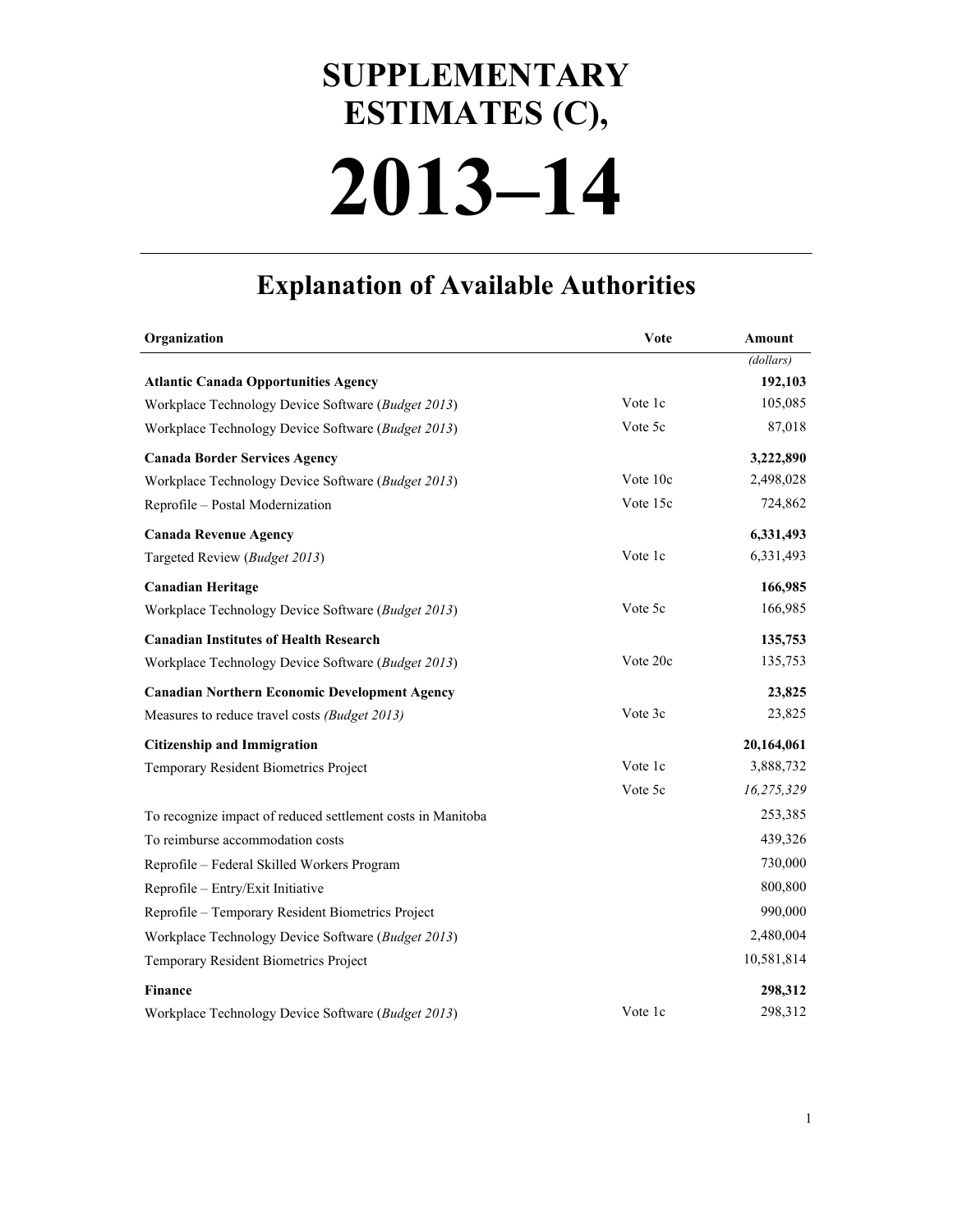# SUPPLEMENTARY ESTIMATES (C),

# 2013–14

## Explanation of Available Authorities

| Organization | Vote | Amount |
|---|---|---|
| | | *(dollars)* |
| **Atlantic Canada Opportunities Agency** | | **192,103** |
| Workplace Technology Device Software (*Budget 2013*) | Vote 1c | 105,085 |
| Workplace Technology Device Software (*Budget 2013*) | Vote 5c | 87,018 |
| **Canada Border Services Agency** | | **3,222,890** |
| Workplace Technology Device Software (*Budget 2013*) | Vote 10c | 2,498,028 |
| Reprofile – Postal Modernization | Vote 15c | 724,862 |
| **Canada Revenue Agency** | | **6,331,493** |
| Targeted Review (*Budget 2013*) | Vote 1c | 6,331,493 |
| **Canadian Heritage** | | **166,985** |
| Workplace Technology Device Software (*Budget 2013*) | Vote 5c | 166,985 |
| **Canadian Institutes of Health Research** | | **135,753** |
| Workplace Technology Device Software (*Budget 2013*) | Vote 20c | 135,753 |
| **Canadian Northern Economic Development Agency** | | **23,825** |
| Measures to reduce travel costs *(Budget 2013)* | Vote 3c | 23,825 |
| **Citizenship and Immigration** | | **20,164,061** |
| Temporary Resident Biometrics Project | Vote 1c | 3,888,732 |
| | Vote 5c | *16,275,329* |
| To recognize impact of reduced settlement costs in Manitoba | | 253,385 |
| To reimburse accommodation costs | | 439,326 |
| Reprofile – Federal Skilled Workers Program | | 730,000 |
| Reprofile – Entry/Exit Initiative | | 800,800 |
| Reprofile – Temporary Resident Biometrics Project | | 990,000 |
| Workplace Technology Device Software (*Budget 2013*) | | 2,480,004 |
| Temporary Resident Biometrics Project | | 10,581,814 |
| **Finance** | | **298,312** |
| Workplace Technology Device Software (*Budget 2013*) | Vote 1c | 298,312 |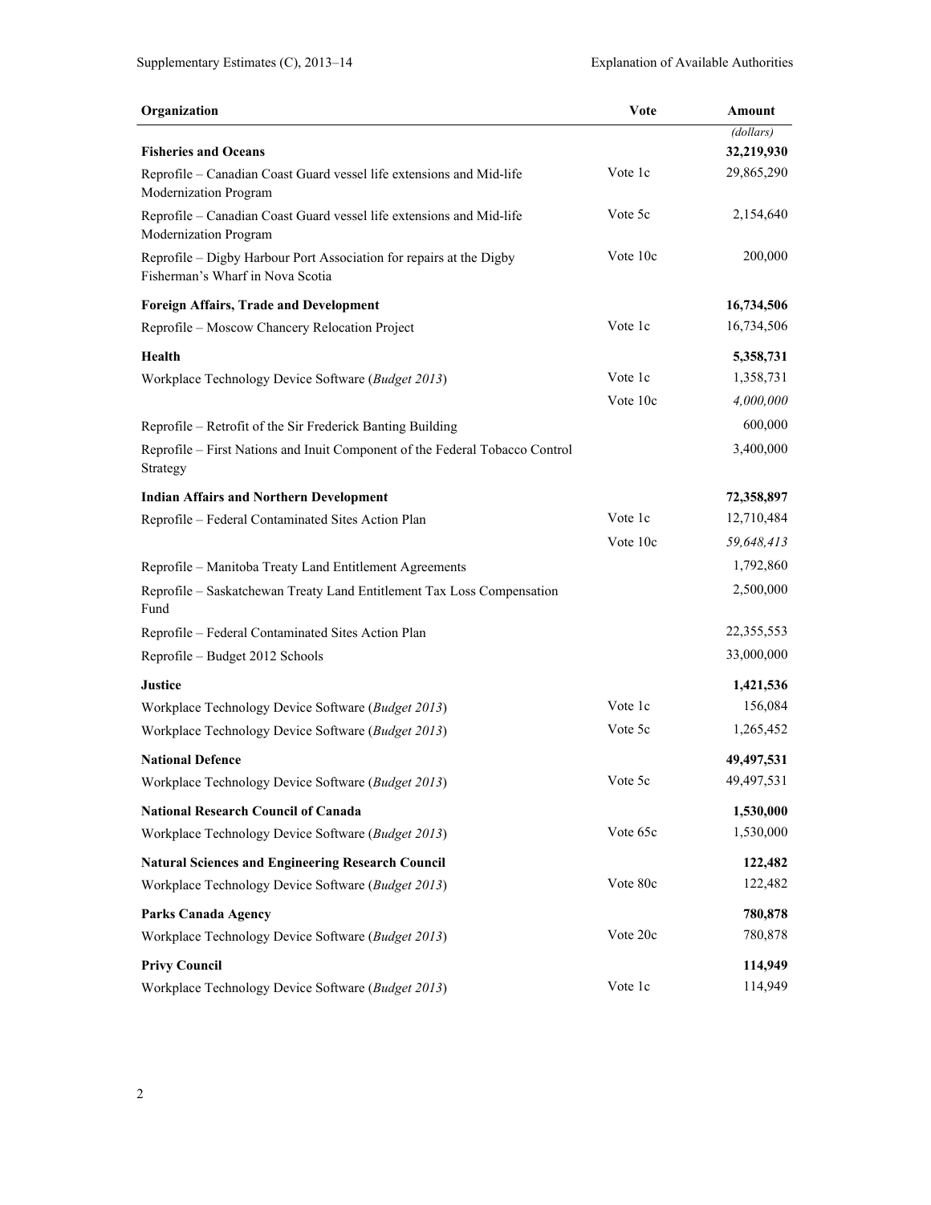| Organization | Vote | Amount |
| --- | --- | --- |
| | | *(dollars)* |
| **Fisheries and Oceans** | | **32,219,930** |
| Reprofile – Canadian Coast Guard vessel life extensions and Mid-life Modernization Program | Vote 1c | 29,865,290 |
| Reprofile – Canadian Coast Guard vessel life extensions and Mid-life Modernization Program | Vote 5c | 2,154,640 |
| Reprofile – Digby Harbour Port Association for repairs at the Digby Fisherman's Wharf in Nova Scotia | Vote 10c | 200,000 |
| **Foreign Affairs, Trade and Development** | | **16,734,506** |
| Reprofile – Moscow Chancery Relocation Project | Vote 1c | 16,734,506 |
| **Health** | | **5,358,731** |
| Workplace Technology Device Software (*Budget 2013*) | Vote 1c | 1,358,731 |
| | Vote 10c | *4,000,000* |
| Reprofile – Retrofit of the Sir Frederick Banting Building | | 600,000 |
| Reprofile – First Nations and Inuit Component of the Federal Tobacco Control Strategy | | 3,400,000 |
| **Indian Affairs and Northern Development** | | **72,358,897** |
| Reprofile – Federal Contaminated Sites Action Plan | Vote 1c | 12,710,484 |
| | Vote 10c | *59,648,413* |
| Reprofile – Manitoba Treaty Land Entitlement Agreements | | 1,792,860 |
| Reprofile – Saskatchewan Treaty Land Entitlement Tax Loss Compensation Fund | | 2,500,000 |
| Reprofile – Federal Contaminated Sites Action Plan | | 22,355,553 |
| Reprofile – Budget 2012 Schools | | 33,000,000 |
| **Justice** | | **1,421,536** |
| Workplace Technology Device Software (*Budget 2013*) | Vote 1c | 156,084 |
| Workplace Technology Device Software (*Budget 2013*) | Vote 5c | 1,265,452 |
| **National Defence** | | **49,497,531** |
| Workplace Technology Device Software (*Budget 2013*) | Vote 5c | 49,497,531 |
| **National Research Council of Canada** | | **1,530,000** |
| Workplace Technology Device Software (*Budget 2013*) | Vote 65c | 1,530,000 |
| **Natural Sciences and Engineering Research Council** | | **122,482** |
| Workplace Technology Device Software (*Budget 2013*) | Vote 80c | 122,482 |
| **Parks Canada Agency** | | **780,878** |
| Workplace Technology Device Software (*Budget 2013*) | Vote 20c | 780,878 |
| **Privy Council** | | **114,949** |
| Workplace Technology Device Software (*Budget 2013*) | Vote 1c | 114,949 |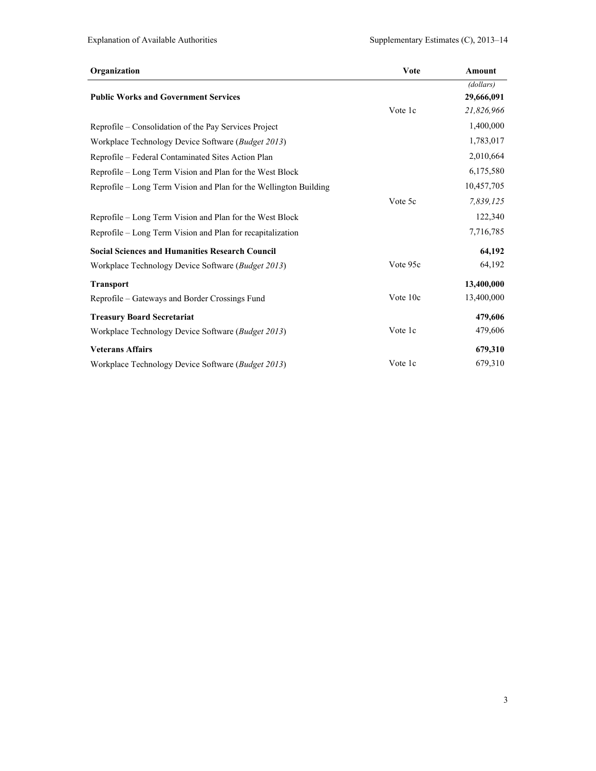| Organization | Vote | Amount |
| --- | --- | --- |
| | | *(dollars)* |
| **Public Works and Government Services** | | **29,666,091** |
| | Vote 1c | *21,826,966* |
| Reprofile – Consolidation of the Pay Services Project | | 1,400,000 |
| Workplace Technology Device Software (*Budget 2013*) | | 1,783,017 |
| Reprofile – Federal Contaminated Sites Action Plan | | 2,010,664 |
| Reprofile – Long Term Vision and Plan for the West Block | | 6,175,580 |
| Reprofile – Long Term Vision and Plan for the Wellington Building | | 10,457,705 |
| | Vote 5c | *7,839,125* |
| Reprofile – Long Term Vision and Plan for the West Block | | 122,340 |
| Reprofile – Long Term Vision and Plan for recapitalization | | 7,716,785 |
| **Social Sciences and Humanities Research Council** | | **64,192** |
| Workplace Technology Device Software (*Budget 2013*) | Vote 95c | 64,192 |
| **Transport** | | **13,400,000** |
| Reprofile – Gateways and Border Crossings Fund | Vote 10c | 13,400,000 |
| **Treasury Board Secretariat** | | **479,606** |
| Workplace Technology Device Software (*Budget 2013*) | Vote 1c | 479,606 |
| **Veterans Affairs** | | **679,310** |
| Workplace Technology Device Software (*Budget 2013*) | Vote 1c | 679,310 |